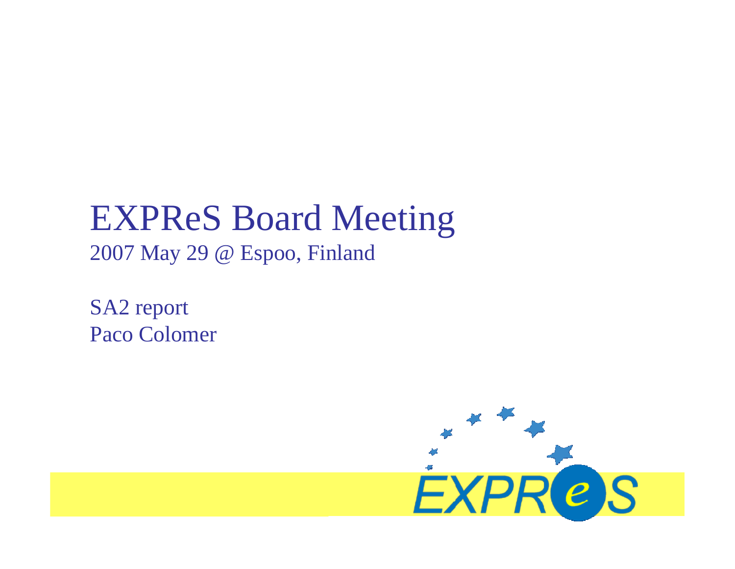# EXPReS Board Meeting

2007 May 29 @ Espoo, Finland

SA2 report

Paco Colomer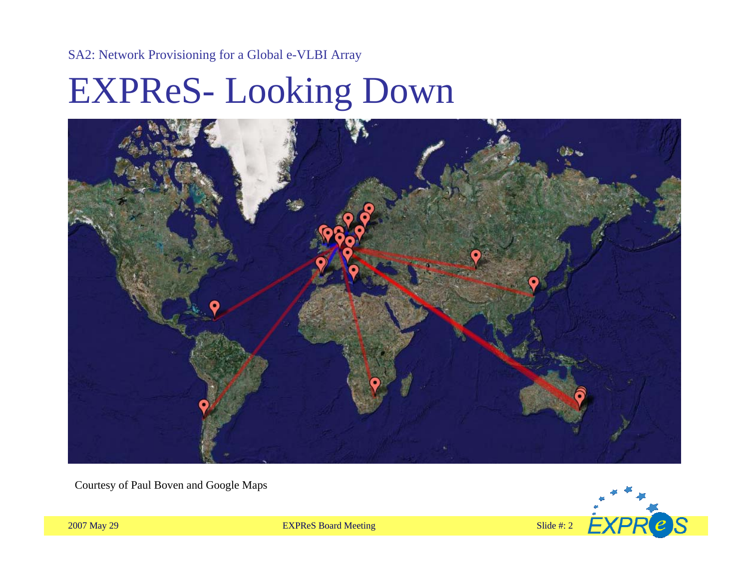SA2: Network Provisioning for a Global e-VLBI Array

# EXPReS- Looking Down

Courtesy of Paul Boven and Google Maps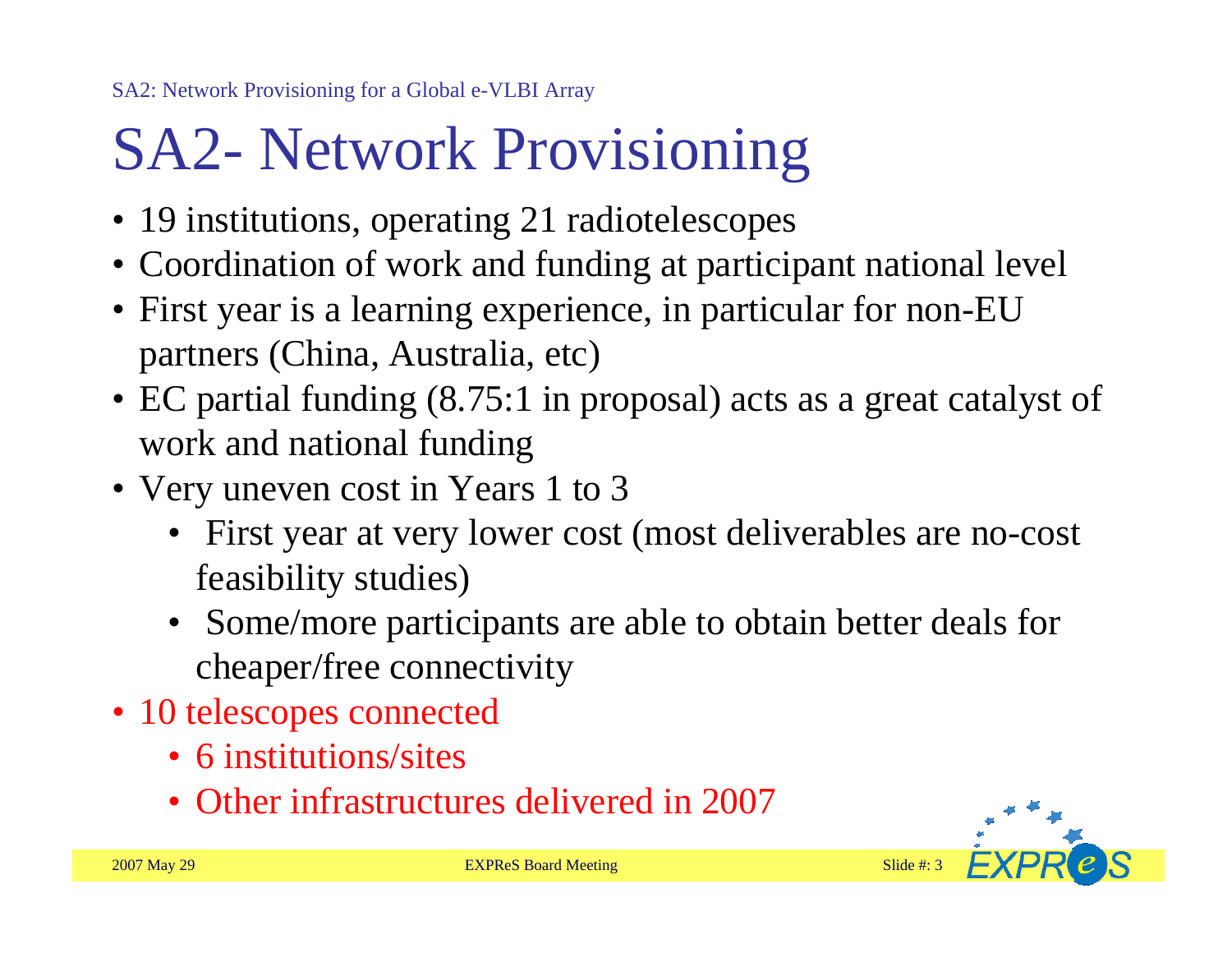# SA2- Network Provisioning

- 19 institutions, operating 21 radiotelescopes
- Coordination of work and funding at participant national level
- First year is a learning experience, in particular for non-EU partners (China, Australia, etc)
- EC partial funding (8.75:1 in proposal) acts as a great catalyst of work and national funding
- Very uneven cost in Years 1 to 3
  - First year at very lower cost (most deliverables are no-cost feasibility studies)
  - Some/more participants are able to obtain better deals for cheaper/free connectivity
- 10 telescopes connected
  - 6 institutions/sites
  - Other infrastructures delivered in 2007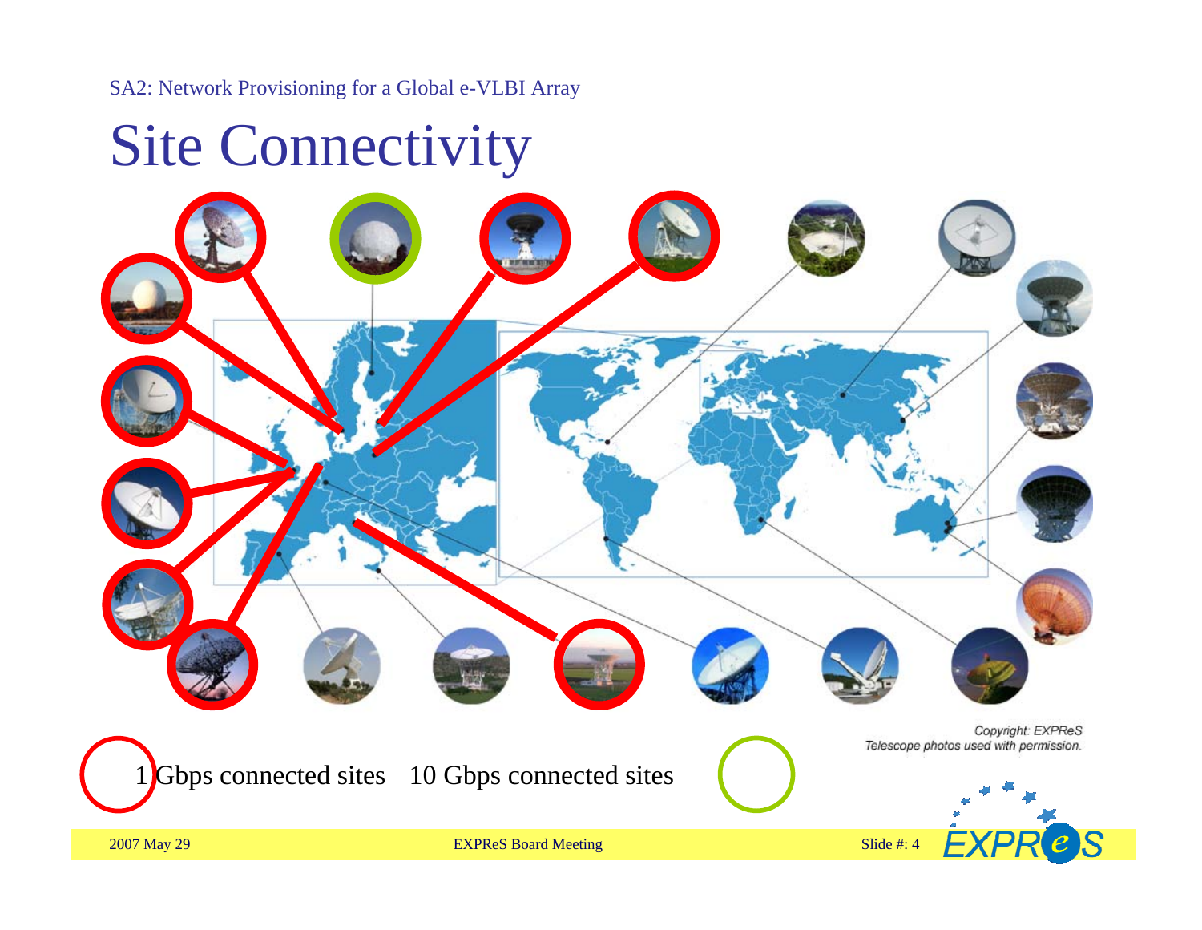SA2: Network Provisioning for a Global e-VLBI Array

# Site Connectivity

1 Gbps connected sites    10 Gbps connected sites

*Copyright: EXPReS*
*Telescope photos used with permission.*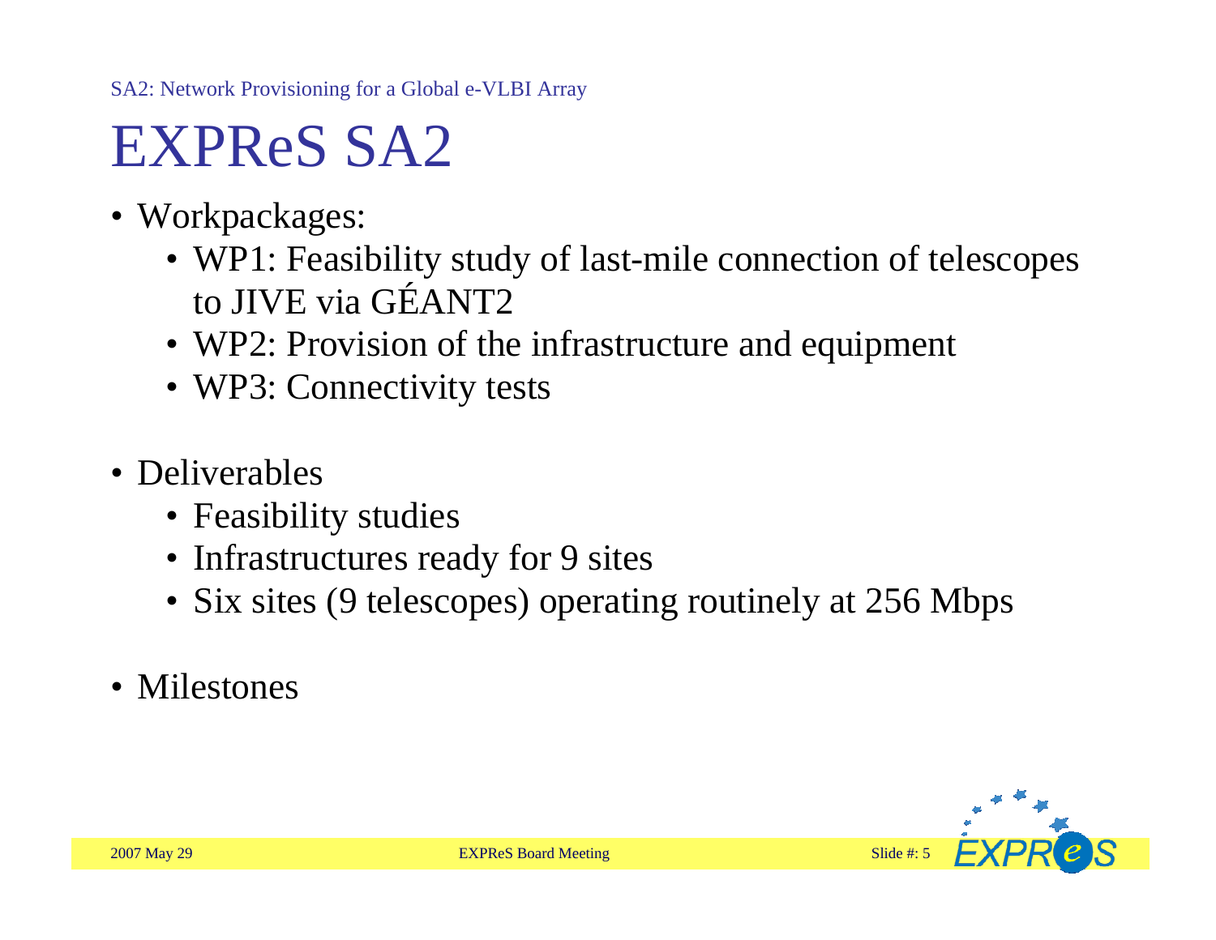# EXPReS SA2

- Workpackages:
  - WP1: Feasibility study of last-mile connection of telescopes to JIVE via GÉANT2
  - WP2: Provision of the infrastructure and equipment
  - WP3: Connectivity tests
- Deliverables
  - Feasibility studies
  - Infrastructures ready for 9 sites
  - Six sites (9 telescopes) operating routinely at 256 Mbps
- Milestones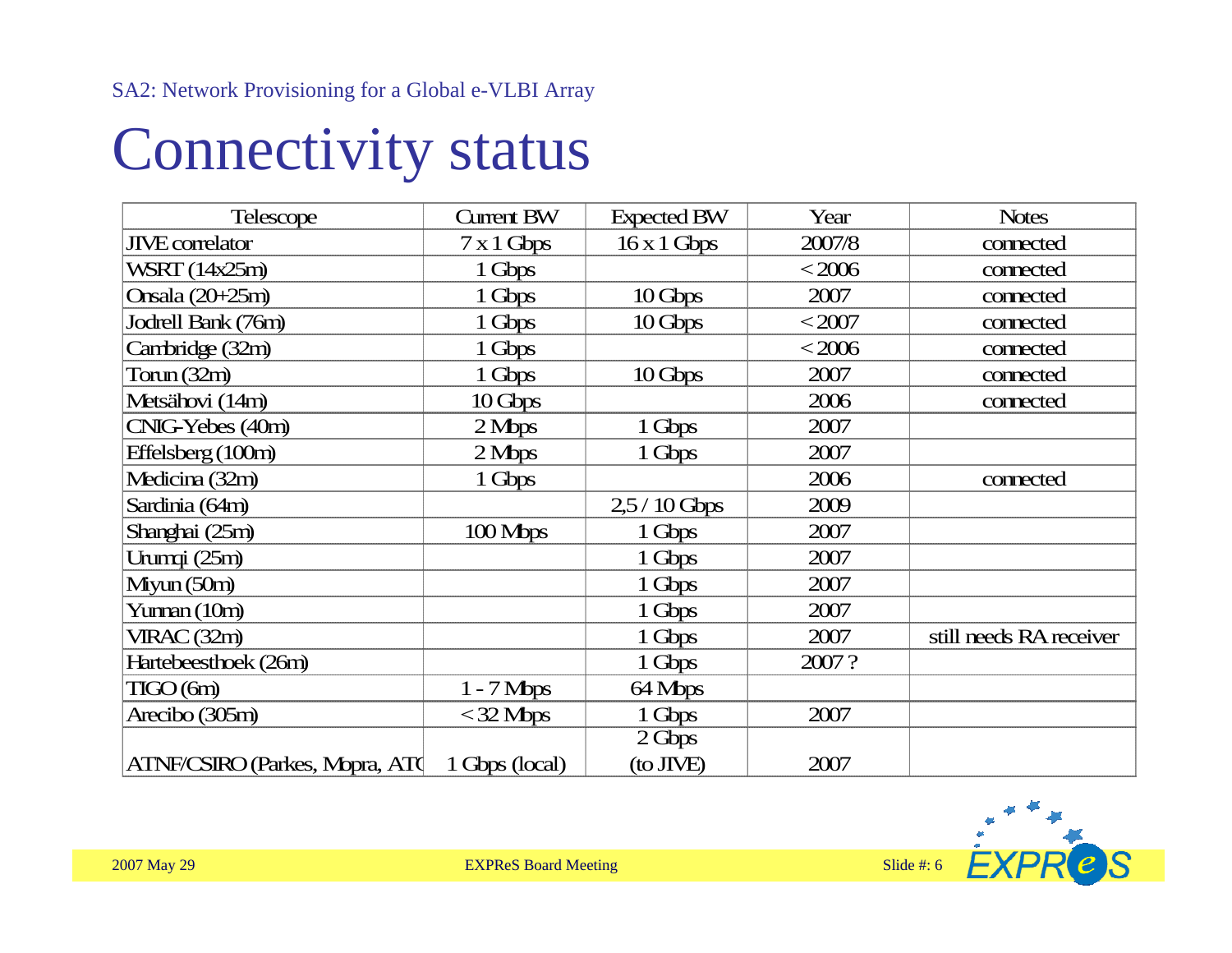SA2: Network Provisioning for a Global e-VLBI Array

# Connectivity status

| Telescope | Current BW | Expected BW | Year | Notes |
|---|---|---|---|---|
| JIVE correlator | 7 x 1 Gbps | 16 x 1 Gbps | 2007/8 | connected |
| WSRT (14x25m) | 1 Gbps | | < 2006 | connected |
| Onsala (20+25m) | 1 Gbps | 10 Gbps | 2007 | connected |
| Jodrell Bank (76m) | 1 Gbps | 10 Gbps | < 2007 | connected |
| Cambridge (32m) | 1 Gbps | | < 2006 | connected |
| Torun (32m) | 1 Gbps | 10 Gbps | 2007 | connected |
| Metsähovi (14m) | 10 Gbps | | 2006 | connected |
| CNIG-Yebes (40m) | 2 Mbps | 1 Gbps | 2007 | |
| Effelsberg (100m) | 2 Mbps | 1 Gbps | 2007 | |
| Medicina (32m) | 1 Gbps | | 2006 | connected |
| Sardinia (64m) | | 2,5 / 10 Gbps | 2009 | |
| Shanghai (25m) | 100 Mbps | 1 Gbps | 2007 | |
| Urumqi (25m) | | 1 Gbps | 2007 | |
| Miyun (50m) | | 1 Gbps | 2007 | |
| Yunnan (10m) | | 1 Gbps | 2007 | |
| VIRAC (32m) | | 1 Gbps | 2007 | still needs RA receiver |
| Hartebeesthoek (26m) | | 1 Gbps | 2007 ? | |
| TIGO (6m) | 1 - 7 Mbps | 64 Mbps | | |
| Arecibo (305m) | < 32 Mbps | 1 Gbps | 2007 | |
| ATNF/CSIRO (Parkes, Mopra, ATC | 1 Gbps (local) | 2 Gbps (to JIVE) | 2007 | |

2007 May 29 EXPReS Board Meeting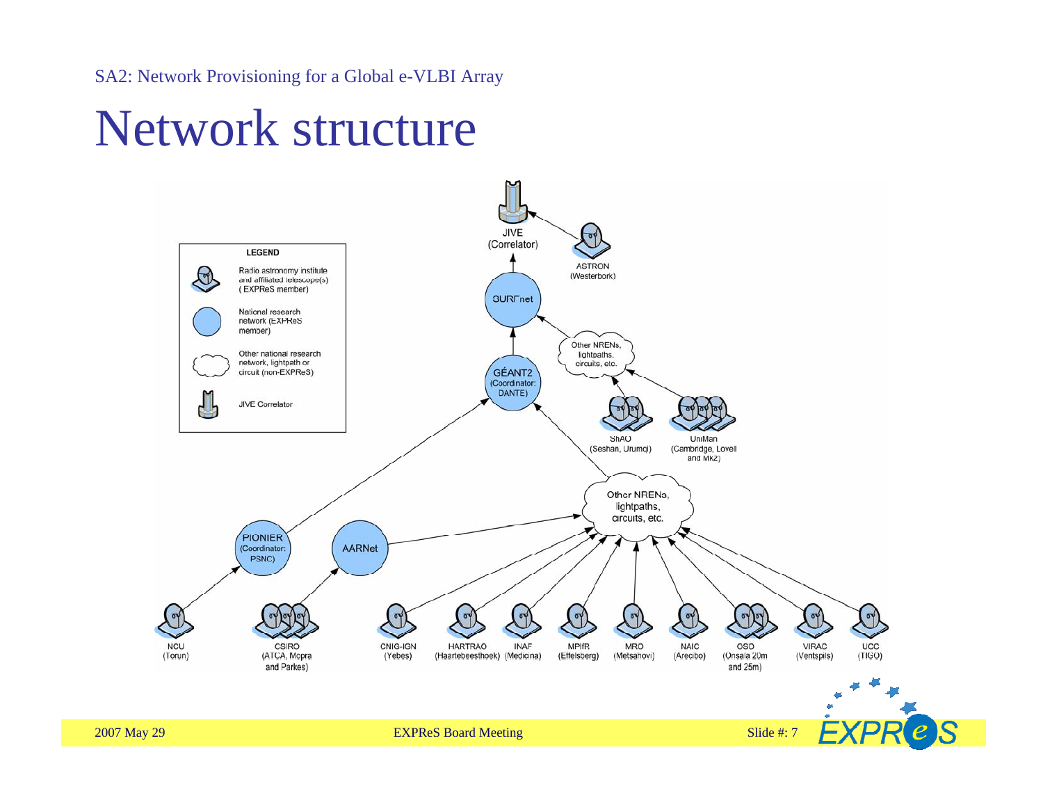SA2: Network Provisioning for a Global e-VLBI Array

# Network structure

LEGEND

- Radio astronomy institute and affiliated telescope(s) (EXPReS member)
- National research network (EXPReS member)
- Other national research network, lightpath or circuit (non-EXPReS)
- JIVE Correlator

JIVE (Correlator)

ASTRON (Westerbork)

SURFnet

Other NRENs, lightpaths, circuits, etc.

GÉANT2 (Coordinator: DANTE)

ShAO (Seshan, Urumqi)

UniMan (Cambridge, Lovell and Mk2)

Other NRENs, lightpaths, circuits, etc.

PIONIER (Coordinator: PSNC)

AARNet

NCU (Torun)

CSIRO (ATCA, Mopra and Parkes)

CNIG-IGN (Yebes)

HARTRAO (Haartebeesthoek)

INAF (Medicina)

MPIfR (Effelsberg)

MRO (Metsahovi)

NAIC (Arecibo)

OSO (Onsala 20m and 25m)

VIRAC (Ventspils)

UCC (TIGO)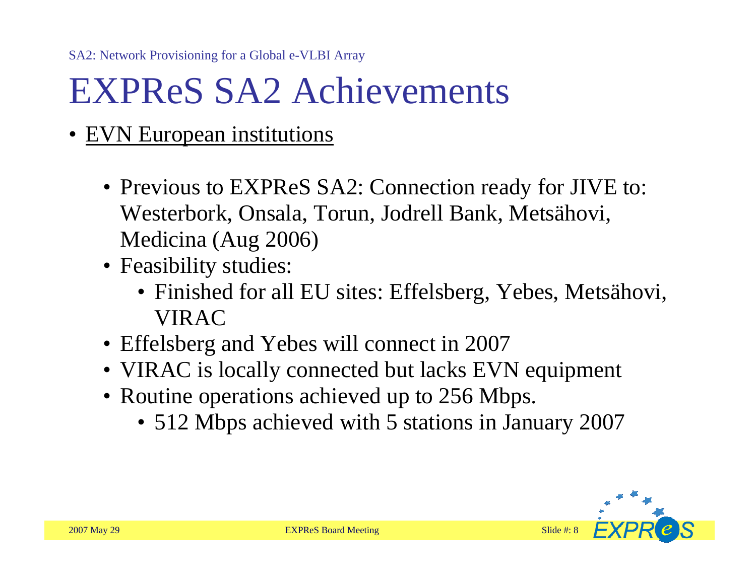# EXPReS SA2 Achievements

- EVN European institutions
  - Previous to EXPReS SA2: Connection ready for JIVE to: Westerbork, Onsala, Torun, Jodrell Bank, Metsähovi, Medicina (Aug 2006)
  - Feasibility studies:
    - Finished for all EU sites: Effelsberg, Yebes, Metsähovi, VIRAC
  - Effelsberg and Yebes will connect in 2007
  - VIRAC is locally connected but lacks EVN equipment
  - Routine operations achieved up to 256 Mbps.
    - 512 Mbps achieved with 5 stations in January 2007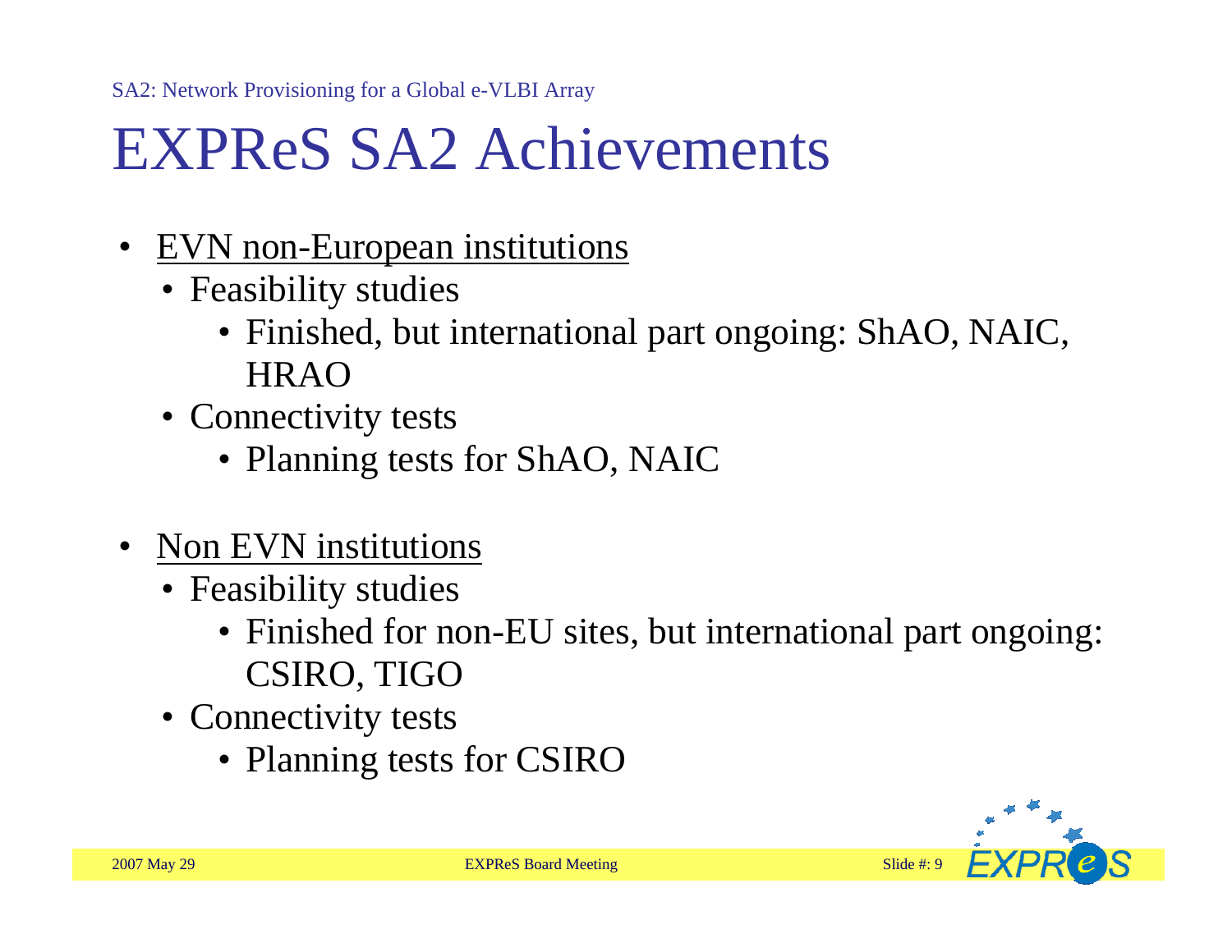# EXPReS SA2 Achievements

- EVN non-European institutions
  - Feasibility studies
    - Finished, but international part ongoing: ShAO, NAIC, HRAO
  - Connectivity tests
    - Planning tests for ShAO, NAIC

- Non EVN institutions
  - Feasibility studies
    - Finished for non-EU sites, but international part ongoing: CSIRO, TIGO
  - Connectivity tests
    - Planning tests for CSIRO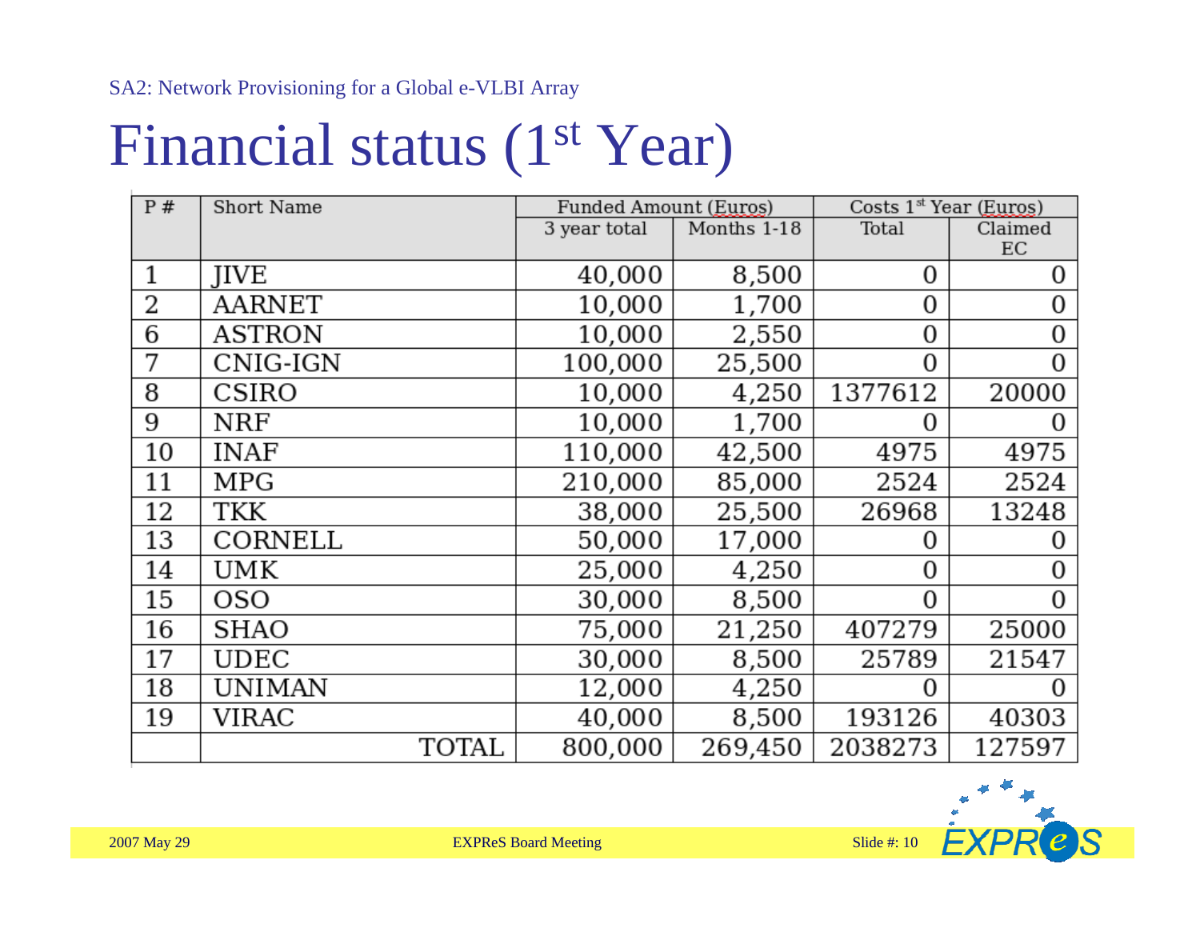SA2: Network Provisioning for a Global e-VLBI Array

# Financial status (1st Year)

| P # | Short Name | Funded Amount (Euros) | | Costs 1st Year (Euros) | |
|---|---|---|---|---|---|
| | | 3 year total | Months 1-18 | Total | Claimed EC |
| 1 | JIVE | 40,000 | 8,500 | 0 | 0 |
| 2 | AARNET | 10,000 | 1,700 | 0 | 0 |
| 6 | ASTRON | 10,000 | 2,550 | 0 | 0 |
| 7 | CNIG-IGN | 100,000 | 25,500 | 0 | 0 |
| 8 | CSIRO | 10,000 | 4,250 | 1377612 | 20000 |
| 9 | NRF | 10,000 | 1,700 | 0 | 0 |
| 10 | INAF | 110,000 | 42,500 | 4975 | 4975 |
| 11 | MPG | 210,000 | 85,000 | 2524 | 2524 |
| 12 | TKK | 38,000 | 25,500 | 26968 | 13248 |
| 13 | CORNELL | 50,000 | 17,000 | 0 | 0 |
| 14 | UMK | 25,000 | 4,250 | 0 | 0 |
| 15 | OSO | 30,000 | 8,500 | 0 | 0 |
| 16 | SHAO | 75,000 | 21,250 | 407279 | 25000 |
| 17 | UDEC | 30,000 | 8,500 | 25789 | 21547 |
| 18 | UNIMAN | 12,000 | 4,250 | 0 | 0 |
| 19 | VIRAC | 40,000 | 8,500 | 193126 | 40303 |
| | TOTAL | 800,000 | 269,450 | 2038273 | 127597 |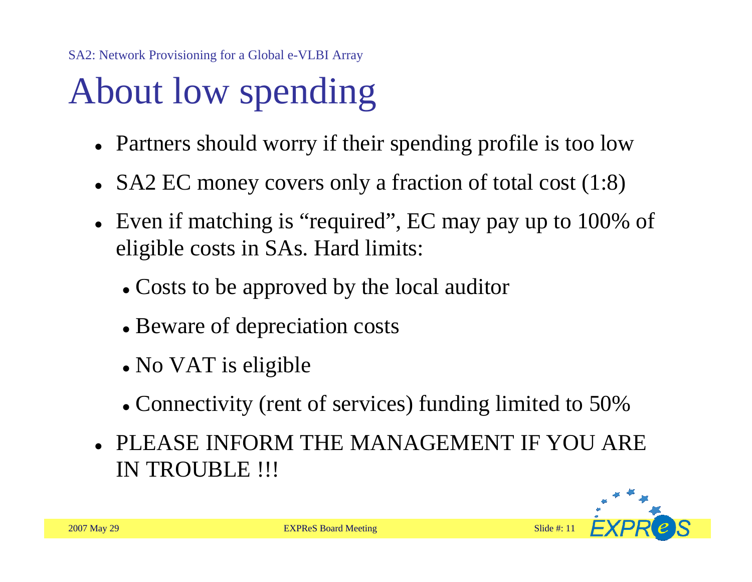# About low spending

- Partners should worry if their spending profile is too low
- SA2 EC money covers only a fraction of total cost (1:8)
- Even if matching is "required", EC may pay up to 100% of eligible costs in SAs. Hard limits:
  - Costs to be approved by the local auditor
  - Beware of depreciation costs
  - No VAT is eligible
  - Connectivity (rent of services) funding limited to 50%
- PLEASE INFORM THE MANAGEMENT IF YOU ARE IN TROUBLE !!!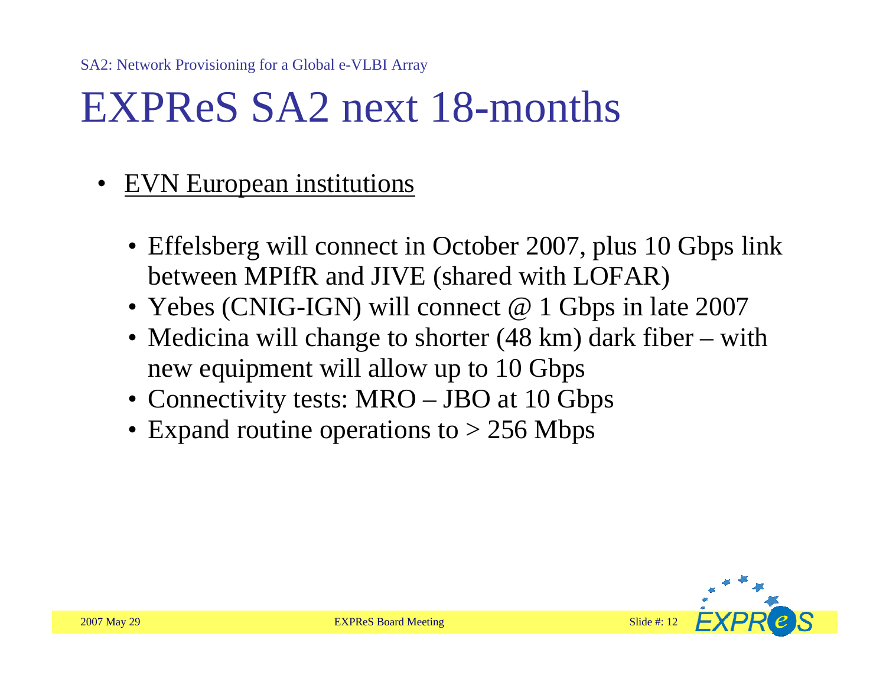# EXPReS SA2 next 18-months

- EVN European institutions
  - Effelsberg will connect in October 2007, plus 10 Gbps link between MPIfR and JIVE (shared with LOFAR)
  - Yebes (CNIG-IGN) will connect @ 1 Gbps in late 2007
  - Medicina will change to shorter (48 km) dark fiber – with new equipment will allow up to 10 Gbps
  - Connectivity tests: MRO – JBO at 10 Gbps
  - Expand routine operations to > 256 Mbps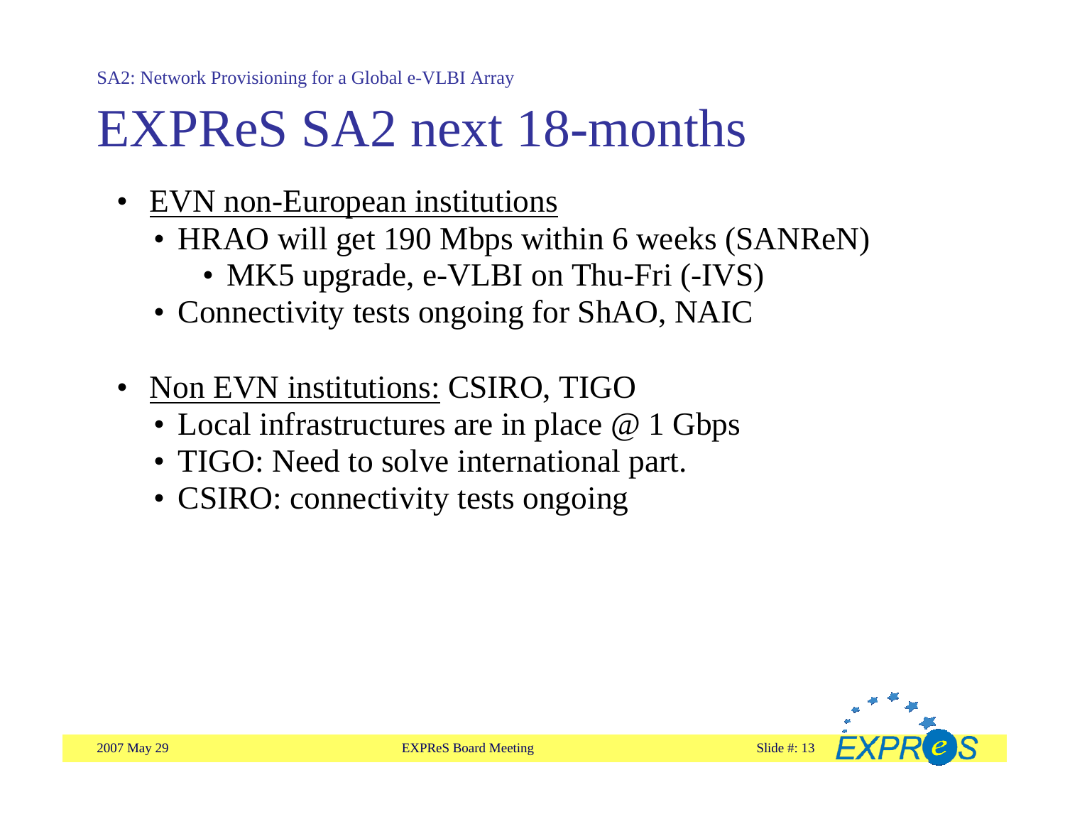# EXPReS SA2 next 18-months

- <u>EVN non-European institutions</u>
  - HRAO will get 190 Mbps within 6 weeks (SANReN)
    - MK5 upgrade, e-VLBI on Thu-Fri (-IVS)
  - Connectivity tests ongoing for ShAO, NAIC
- <u>Non EVN institutions:</u> CSIRO, TIGO
  - Local infrastructures are in place @ 1 Gbps
  - TIGO: Need to solve international part.
  - CSIRO: connectivity tests ongoing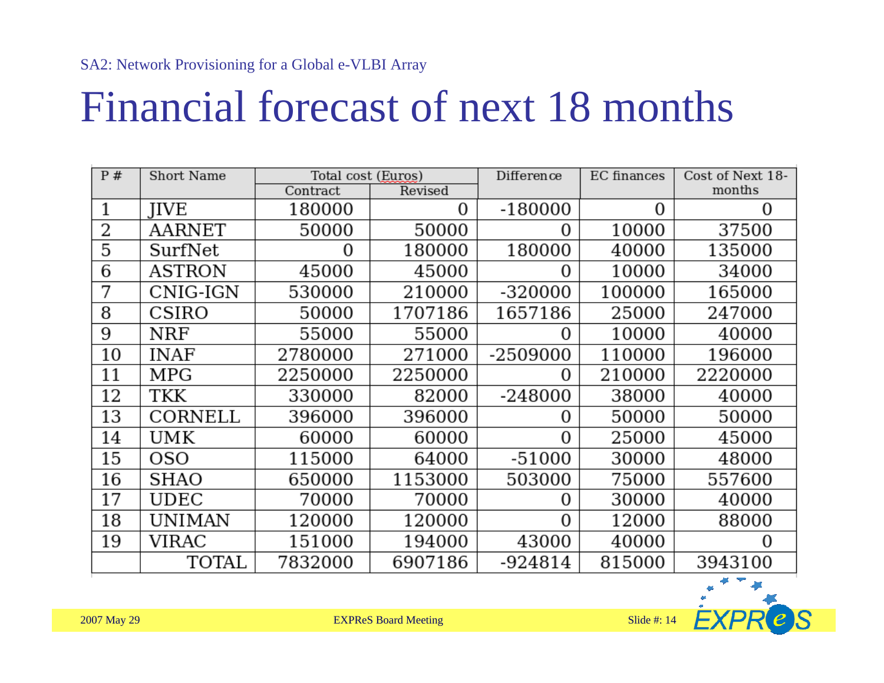SA2: Network Provisioning for a Global e-VLBI Array

# Financial forecast of next 18 months

| P # | Short Name | Total cost (Euros) | | Difference | EC finances | Cost of Next 18-months |
|---|---|---|---|---|---|---|
| | | Contract | Revised | | | |
| 1 | JIVE | 180000 | 0 | -180000 | 0 | 0 |
| 2 | AARNET | 50000 | 50000 | 0 | 10000 | 37500 |
| 5 | SurfNet | 0 | 180000 | 180000 | 40000 | 135000 |
| 6 | ASTRON | 45000 | 45000 | 0 | 10000 | 34000 |
| 7 | CNIG-IGN | 530000 | 210000 | -320000 | 100000 | 165000 |
| 8 | CSIRO | 50000 | 1707186 | 1657186 | 25000 | 247000 |
| 9 | NRF | 55000 | 55000 | 0 | 10000 | 40000 |
| 10 | INAF | 2780000 | 271000 | -2509000 | 110000 | 196000 |
| 11 | MPG | 2250000 | 2250000 | 0 | 210000 | 2220000 |
| 12 | TKK | 330000 | 82000 | -248000 | 38000 | 40000 |
| 13 | CORNELL | 396000 | 396000 | 0 | 50000 | 50000 |
| 14 | UMK | 60000 | 60000 | 0 | 25000 | 45000 |
| 15 | OSO | 115000 | 64000 | -51000 | 30000 | 48000 |
| 16 | SHAO | 650000 | 1153000 | 503000 | 75000 | 557600 |
| 17 | UDEC | 70000 | 70000 | 0 | 30000 | 40000 |
| 18 | UNIMAN | 120000 | 120000 | 0 | 12000 | 88000 |
| 19 | VIRAC | 151000 | 194000 | 43000 | 40000 | 0 |
| | TOTAL | 7832000 | 6907186 | -924814 | 815000 | 3943100 |

2007 May 29 EXPReS Board Meeting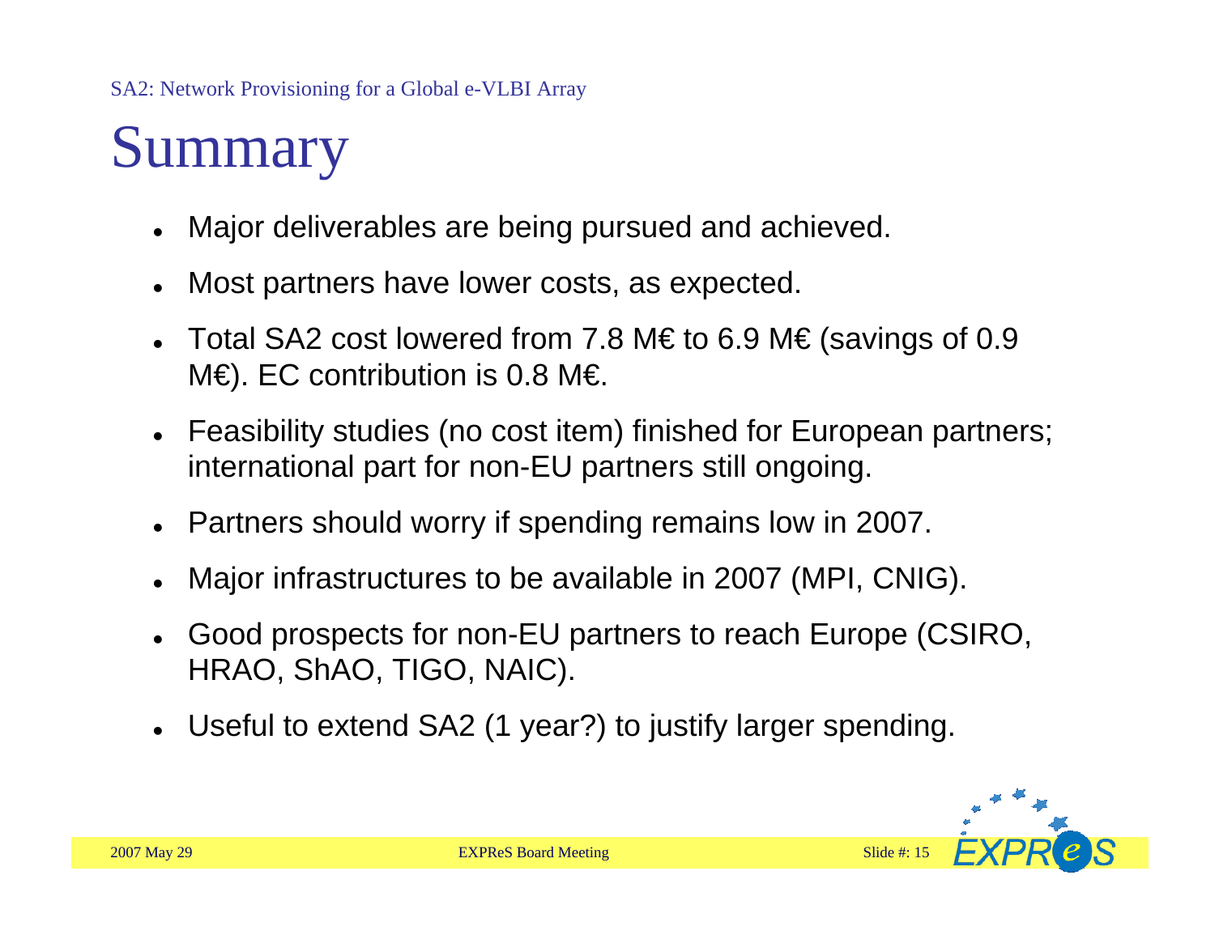SA2: Network Provisioning for a Global e-VLBI Array

# Summary

- Major deliverables are being pursued and achieved.
- Most partners have lower costs, as expected.
- Total SA2 cost lowered from 7.8 M€ to 6.9 M€ (savings of 0.9 M€). EC contribution is 0.8 M€.
- Feasibility studies (no cost item) finished for European partners; international part for non-EU partners still ongoing.
- Partners should worry if spending remains low in 2007.
- Major infrastructures to be available in 2007 (MPI, CNIG).
- Good prospects for non-EU partners to reach Europe (CSIRO, HRAO, ShAO, TIGO, NAIC).
- Useful to extend SA2 (1 year?) to justify larger spending.